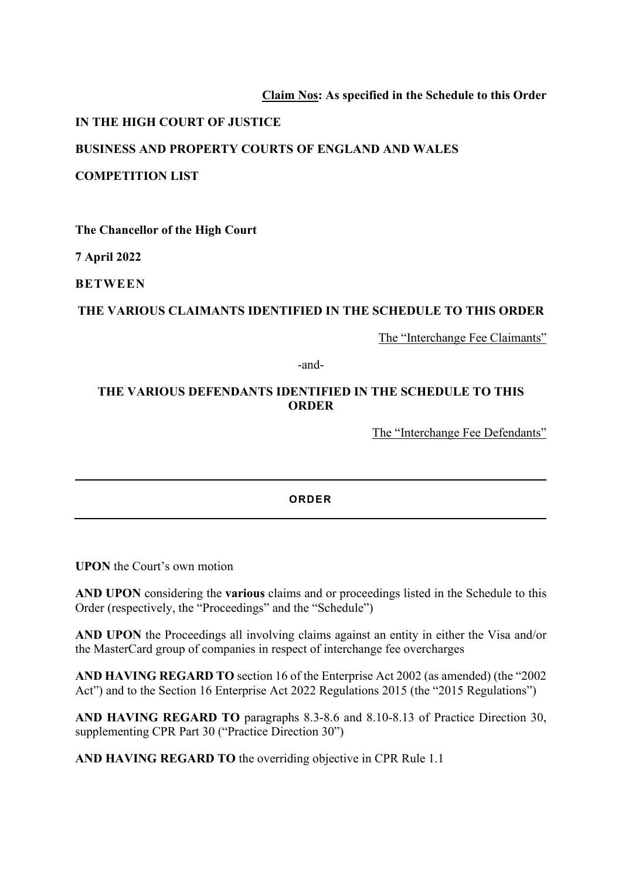**Claim Nos: As specified in the Schedule to this Order**

**IN THE HIGH COURT OF JUSTICE**

**BUSINESS AND PROPERTY COURTS OF ENGLAND AND WALES**

**COMPETITION LIST**

**The Chancellor of the High Court**

**7 April 2022**

**BETWEEN**

**THE VARIOUS CLAIMANTS IDENTIFIED IN THE SCHEDULE TO THIS ORDER**

The "Interchange Fee Claimants"

-and-

**THE VARIOUS DEFENDANTS IDENTIFIED IN THE SCHEDULE TO THIS ORDER**

The "Interchange Fee Defendants"

---

**ORDER**

---

**UPON** the Court's own motion

**AND UPON** considering the **various** claims and or proceedings listed in the Schedule to this Order (respectively, the "Proceedings" and the "Schedule")

**AND UPON** the Proceedings all involving claims against an entity in either the Visa and/or the MasterCard group of companies in respect of interchange fee overcharges

**AND HAVING REGARD TO** section 16 of the Enterprise Act 2002 (as amended) (the "2002 Act") and to the Section 16 Enterprise Act 2022 Regulations 2015 (the "2015 Regulations")

**AND HAVING REGARD TO** paragraphs 8.3-8.6 and 8.10-8.13 of Practice Direction 30, supplementing CPR Part 30 ("Practice Direction 30")

**AND HAVING REGARD TO** the overriding objective in CPR Rule 1.1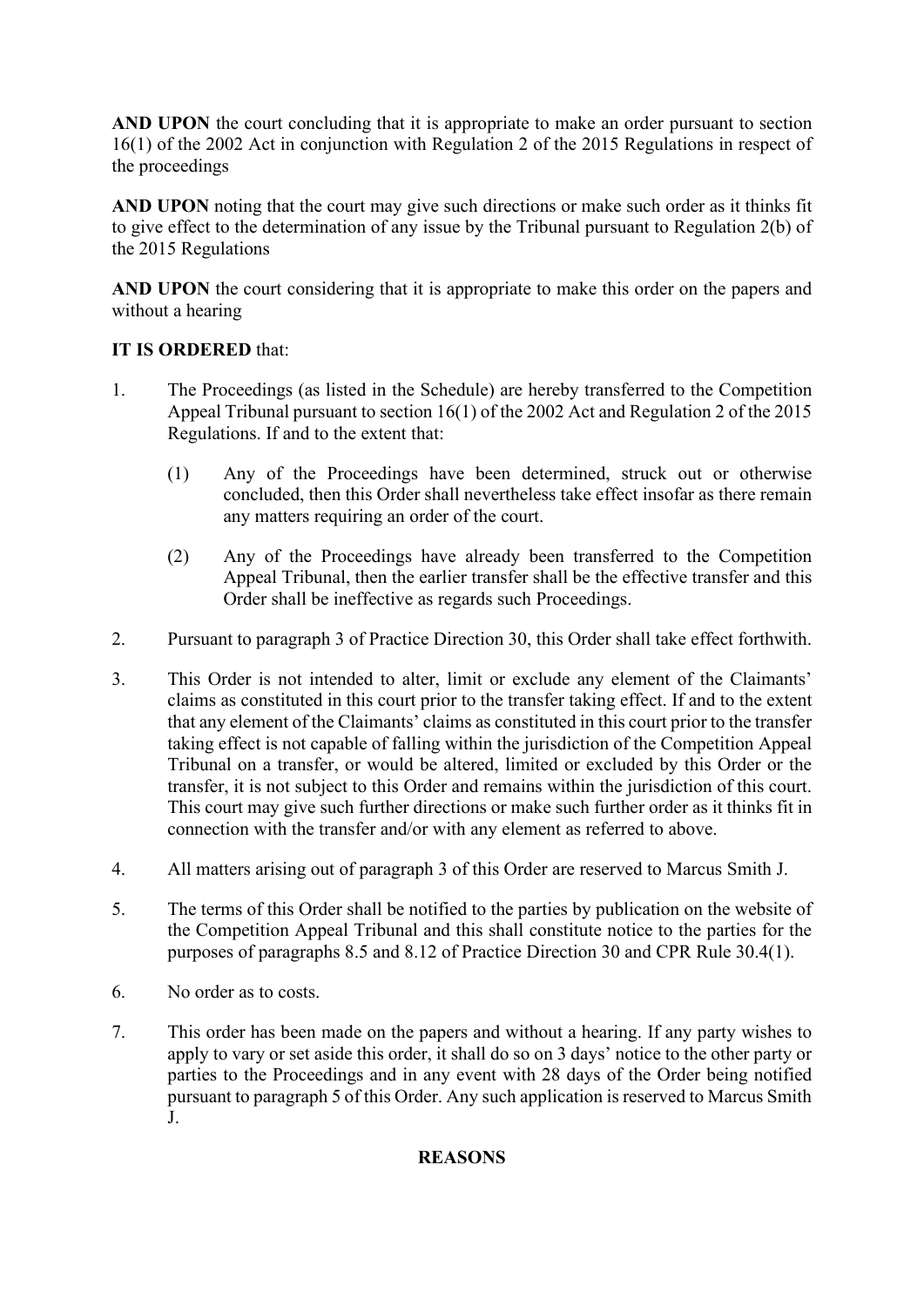**AND UPON** the court concluding that it is appropriate to make an order pursuant to section 16(1) of the 2002 Act in conjunction with Regulation 2 of the 2015 Regulations in respect of the proceedings

**AND UPON** noting that the court may give such directions or make such order as it thinks fit to give effect to the determination of any issue by the Tribunal pursuant to Regulation 2(b) of the 2015 Regulations

**AND UPON** the court considering that it is appropriate to make this order on the papers and without a hearing

**IT IS ORDERED** that:

1. The Proceedings (as listed in the Schedule) are hereby transferred to the Competition Appeal Tribunal pursuant to section 16(1) of the 2002 Act and Regulation 2 of the 2015 Regulations. If and to the extent that:

   (1) Any of the Proceedings have been determined, struck out or otherwise concluded, then this Order shall nevertheless take effect insofar as there remain any matters requiring an order of the court.

   (2) Any of the Proceedings have already been transferred to the Competition Appeal Tribunal, then the earlier transfer shall be the effective transfer and this Order shall be ineffective as regards such Proceedings.

2. Pursuant to paragraph 3 of Practice Direction 30, this Order shall take effect forthwith.

3. This Order is not intended to alter, limit or exclude any element of the Claimants' claims as constituted in this court prior to the transfer taking effect. If and to the extent that any element of the Claimants' claims as constituted in this court prior to the transfer taking effect is not capable of falling within the jurisdiction of the Competition Appeal Tribunal on a transfer, or would be altered, limited or excluded by this Order or the transfer, it is not subject to this Order and remains within the jurisdiction of this court. This court may give such further directions or make such further order as it thinks fit in connection with the transfer and/or with any element as referred to above.

4. All matters arising out of paragraph 3 of this Order are reserved to Marcus Smith J.

5. The terms of this Order shall be notified to the parties by publication on the website of the Competition Appeal Tribunal and this shall constitute notice to the parties for the purposes of paragraphs 8.5 and 8.12 of Practice Direction 30 and CPR Rule 30.4(1).

6. No order as to costs.

7. This order has been made on the papers and without a hearing. If any party wishes to apply to vary or set aside this order, it shall do so on 3 days' notice to the other party or parties to the Proceedings and in any event with 28 days of the Order being notified pursuant to paragraph 5 of this Order. Any such application is reserved to Marcus Smith J.

## REASONS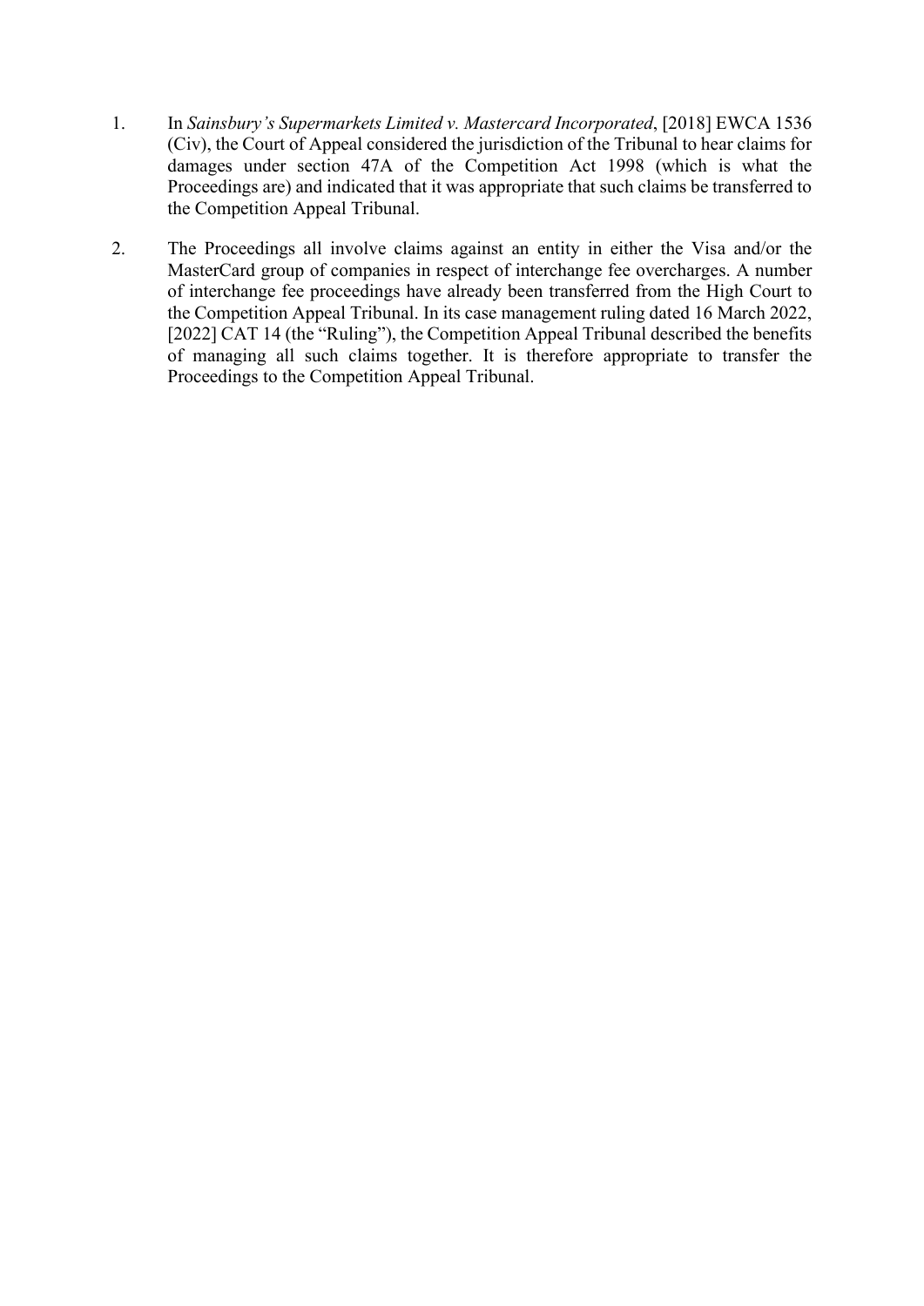1. In *Sainsbury's Supermarkets Limited v. Mastercard Incorporated*, [2018] EWCA 1536 (Civ), the Court of Appeal considered the jurisdiction of the Tribunal to hear claims for damages under section 47A of the Competition Act 1998 (which is what the Proceedings are) and indicated that it was appropriate that such claims be transferred to the Competition Appeal Tribunal.

2. The Proceedings all involve claims against an entity in either the Visa and/or the MasterCard group of companies in respect of interchange fee overcharges. A number of interchange fee proceedings have already been transferred from the High Court to the Competition Appeal Tribunal. In its case management ruling dated 16 March 2022, [2022] CAT 14 (the "Ruling"), the Competition Appeal Tribunal described the benefits of managing all such claims together. It is therefore appropriate to transfer the Proceedings to the Competition Appeal Tribunal.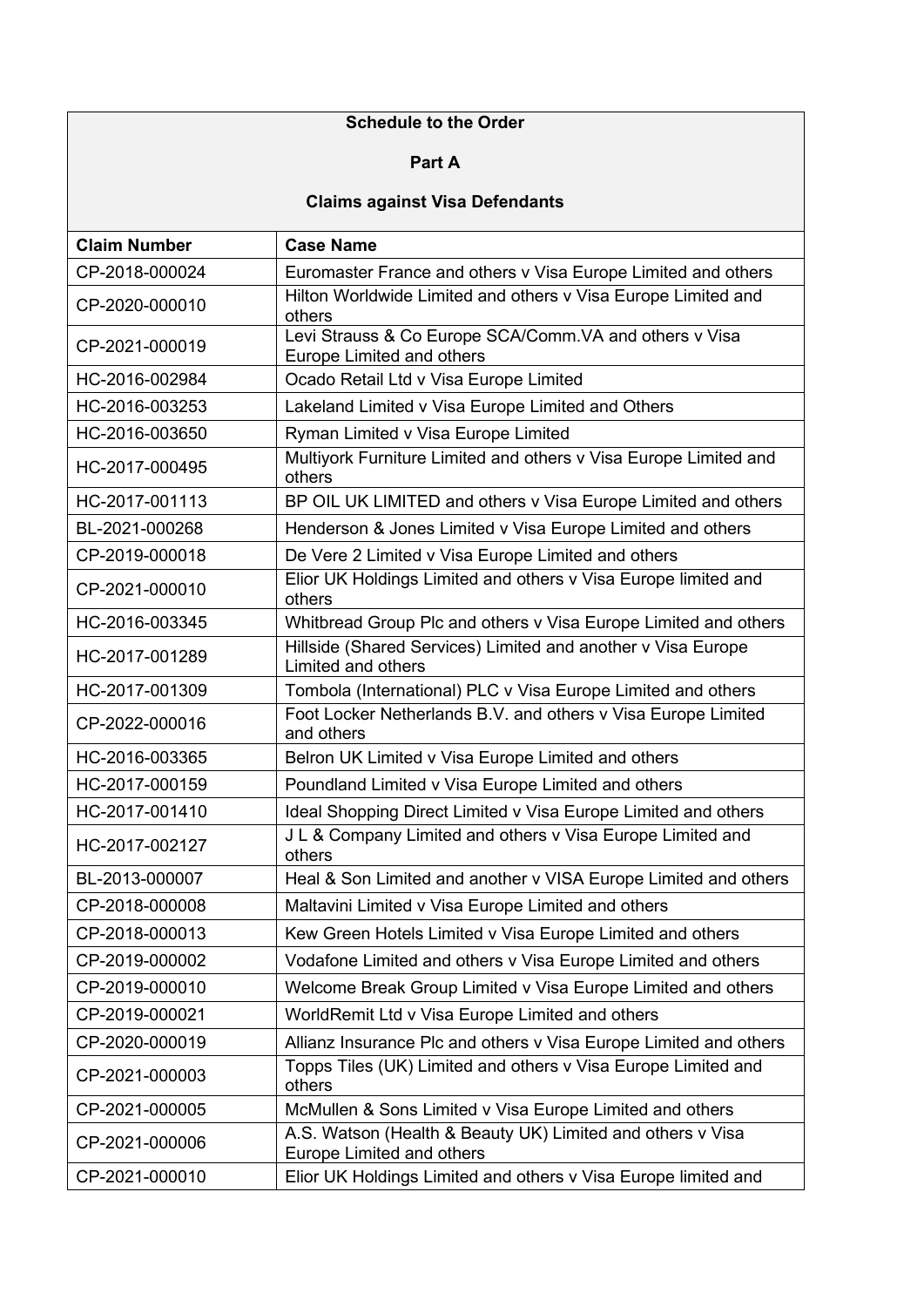**Schedule to the Order**

**Part A**

**Claims against Visa Defendants**

| Claim Number | Case Name |
| --- | --- |
| CP-2018-000024 | Euromaster France and others v Visa Europe Limited and others |
| CP-2020-000010 | Hilton Worldwide Limited and others v Visa Europe Limited and others |
| CP-2021-000019 | Levi Strauss & Co Europe SCA/Comm.VA and others v Visa Europe Limited and others |
| HC-2016-002984 | Ocado Retail Ltd v Visa Europe Limited |
| HC-2016-003253 | Lakeland Limited v Visa Europe Limited and Others |
| HC-2016-003650 | Ryman Limited v Visa Europe Limited |
| HC-2017-000495 | Multiyork Furniture Limited and others v Visa Europe Limited and others |
| HC-2017-001113 | BP OIL UK LIMITED and others v Visa Europe Limited and others |
| BL-2021-000268 | Henderson & Jones Limited v Visa Europe Limited and others |
| CP-2019-000018 | De Vere 2 Limited v Visa Europe Limited and others |
| CP-2021-000010 | Elior UK Holdings Limited and others v Visa Europe limited and others |
| HC-2016-003345 | Whitbread Group Plc and others v Visa Europe Limited and others |
| HC-2017-001289 | Hillside (Shared Services) Limited and another v Visa Europe Limited and others |
| HC-2017-001309 | Tombola (International) PLC v Visa Europe Limited and others |
| CP-2022-000016 | Foot Locker Netherlands B.V. and others v Visa Europe Limited and others |
| HC-2016-003365 | Belron UK Limited v Visa Europe Limited and others |
| HC-2017-000159 | Poundland Limited v Visa Europe Limited and others |
| HC-2017-001410 | Ideal Shopping Direct Limited v Visa Europe Limited and others |
| HC-2017-002127 | J L & Company Limited and others v Visa Europe Limited and others |
| BL-2013-000007 | Heal & Son Limited and another v VISA Europe Limited and others |
| CP-2018-000008 | Maltavini Limited v Visa Europe Limited and others |
| CP-2018-000013 | Kew Green Hotels Limited v Visa Europe Limited and others |
| CP-2019-000002 | Vodafone Limited and others v Visa Europe Limited and others |
| CP-2019-000010 | Welcome Break Group Limited v Visa Europe Limited and others |
| CP-2019-000021 | WorldRemit Ltd v Visa Europe Limited and others |
| CP-2020-000019 | Allianz Insurance Plc and others v Visa Europe Limited and others |
| CP-2021-000003 | Topps Tiles (UK) Limited and others v Visa Europe Limited and others |
| CP-2021-000005 | McMullen & Sons Limited v Visa Europe Limited and others |
| CP-2021-000006 | A.S. Watson (Health & Beauty UK) Limited and others v Visa Europe Limited and others |
| CP-2021-000010 | Elior UK Holdings Limited and others v Visa Europe limited and |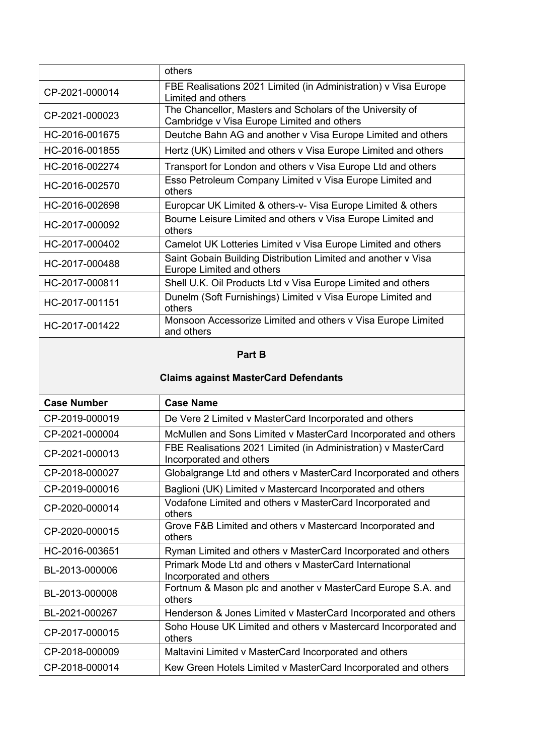| | |
|---|---|
| | others |
| CP-2021-000014 | FBE Realisations 2021 Limited (in Administration) v Visa Europe Limited and others |
| CP-2021-000023 | The Chancellor, Masters and Scholars of the University of Cambridge v Visa Europe Limited and others |
| HC-2016-001675 | Deutche Bahn AG and another v Visa Europe Limited and others |
| HC-2016-001855 | Hertz (UK) Limited and others v Visa Europe Limited and others |
| HC-2016-002274 | Transport for London and others v Visa Europe Ltd and others |
| HC-2016-002570 | Esso Petroleum Company Limited v Visa Europe Limited and others |
| HC-2016-002698 | Europcar UK Limited & others-v- Visa Europe Limited & others |
| HC-2017-000092 | Bourne Leisure Limited and others v Visa Europe Limited and others |
| HC-2017-000402 | Camelot UK Lotteries Limited v Visa Europe Limited and others |
| HC-2017-000488 | Saint Gobain Building Distribution Limited and another v Visa Europe Limited and others |
| HC-2017-000811 | Shell U.K. Oil Products Ltd v Visa Europe Limited and others |
| HC-2017-001151 | Dunelm (Soft Furnishings) Limited v Visa Europe Limited and others |
| HC-2017-001422 | Monsoon Accessorize Limited and others v Visa Europe Limited and others |

**Part B**

**Claims against MasterCard Defendants**

| Case Number | Case Name |
|---|---|
| CP-2019-000019 | De Vere 2 Limited v MasterCard Incorporated and others |
| CP-2021-000004 | McMullen and Sons Limited v MasterCard Incorporated and others |
| CP-2021-000013 | FBE Realisations 2021 Limited (in Administration) v MasterCard Incorporated and others |
| CP-2018-000027 | Globalgrange Ltd and others v MasterCard Incorporated and others |
| CP-2019-000016 | Baglioni (UK) Limited v Mastercard Incorporated and others |
| CP-2020-000014 | Vodafone Limited and others v MasterCard Incorporated and others |
| CP-2020-000015 | Grove F&B Limited and others v Mastercard Incorporated and others |
| HC-2016-003651 | Ryman Limited and others v MasterCard Incorporated and others |
| BL-2013-000006 | Primark Mode Ltd and others v MasterCard International Incorporated and others |
| BL-2013-000008 | Fortnum & Mason plc and another v MasterCard Europe S.A. and others |
| BL-2021-000267 | Henderson & Jones Limited v MasterCard Incorporated and others |
| CP-2017-000015 | Soho House UK Limited and others v Mastercard Incorporated and others |
| CP-2018-000009 | Maltavini Limited v MasterCard Incorporated and others |
| CP-2018-000014 | Kew Green Hotels Limited v MasterCard Incorporated and others |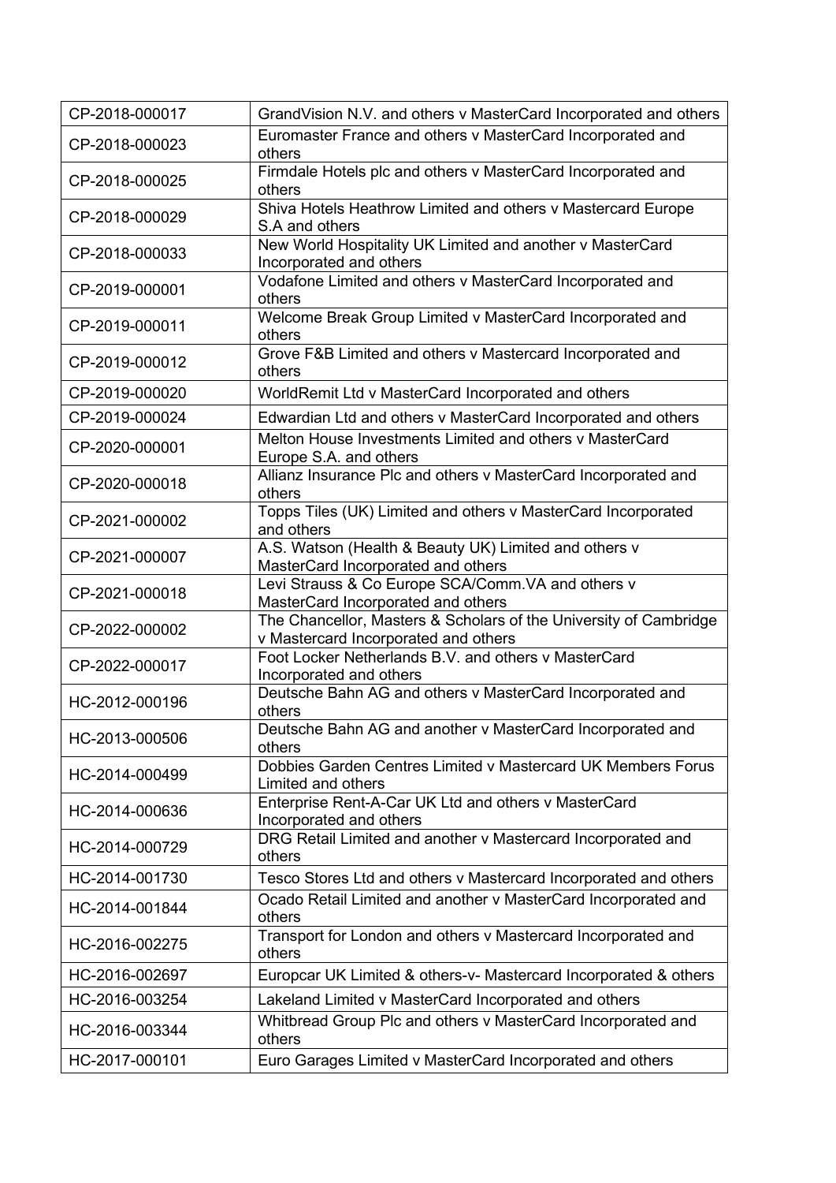| CP-2018-000017 | GrandVision N.V. and others v MasterCard Incorporated and others |
|---|---|
| CP-2018-000023 | Euromaster France and others v MasterCard Incorporated and others |
| CP-2018-000025 | Firmdale Hotels plc and others v MasterCard Incorporated and others |
| CP-2018-000029 | Shiva Hotels Heathrow Limited and others v Mastercard Europe S.A and others |
| CP-2018-000033 | New World Hospitality UK Limited and another v MasterCard Incorporated and others |
| CP-2019-000001 | Vodafone Limited and others v MasterCard Incorporated and others |
| CP-2019-000011 | Welcome Break Group Limited v MasterCard Incorporated and others |
| CP-2019-000012 | Grove F&B Limited and others v Mastercard Incorporated and others |
| CP-2019-000020 | WorldRemit Ltd v MasterCard Incorporated and others |
| CP-2019-000024 | Edwardian Ltd and others v MasterCard Incorporated and others |
| CP-2020-000001 | Melton House Investments Limited and others v MasterCard Europe S.A. and others |
| CP-2020-000018 | Allianz Insurance Plc and others v MasterCard Incorporated and others |
| CP-2021-000002 | Topps Tiles (UK) Limited and others v MasterCard Incorporated and others |
| CP-2021-000007 | A.S. Watson (Health & Beauty UK) Limited and others v MasterCard Incorporated and others |
| CP-2021-000018 | Levi Strauss & Co Europe SCA/Comm.VA and others v MasterCard Incorporated and others |
| CP-2022-000002 | The Chancellor, Masters & Scholars of the University of Cambridge v Mastercard Incorporated and others |
| CP-2022-000017 | Foot Locker Netherlands B.V. and others v MasterCard Incorporated and others |
| HC-2012-000196 | Deutsche Bahn AG and others v MasterCard Incorporated and others |
| HC-2013-000506 | Deutsche Bahn AG and another v MasterCard Incorporated and others |
| HC-2014-000499 | Dobbies Garden Centres Limited v Mastercard UK Members Forus Limited and others |
| HC-2014-000636 | Enterprise Rent-A-Car UK Ltd and others v MasterCard Incorporated and others |
| HC-2014-000729 | DRG Retail Limited and another v Mastercard Incorporated and others |
| HC-2014-001730 | Tesco Stores Ltd and others v Mastercard Incorporated and others |
| HC-2014-001844 | Ocado Retail Limited and another v MasterCard Incorporated and others |
| HC-2016-002275 | Transport for London and others v Mastercard Incorporated and others |
| HC-2016-002697 | Europcar UK Limited & others-v- Mastercard Incorporated & others |
| HC-2016-003254 | Lakeland Limited v MasterCard Incorporated and others |
| HC-2016-003344 | Whitbread Group Plc and others v MasterCard Incorporated and others |
| HC-2017-000101 | Euro Garages Limited v MasterCard Incorporated and others |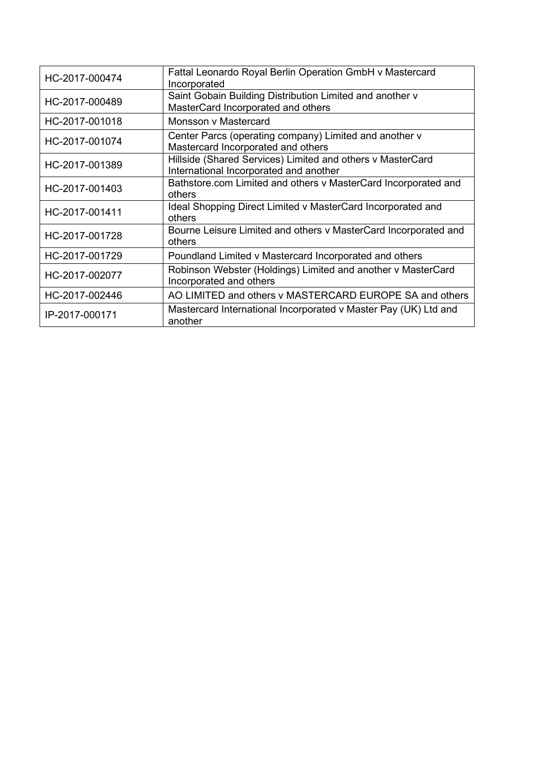| | |
|---|---|
| HC-2017-000474 | Fattal Leonardo Royal Berlin Operation GmbH v Mastercard Incorporated |
| HC-2017-000489 | Saint Gobain Building Distribution Limited and another v MasterCard Incorporated and others |
| HC-2017-001018 | Monsson v Mastercard |
| HC-2017-001074 | Center Parcs (operating company) Limited and another v Mastercard Incorporated and others |
| HC-2017-001389 | Hillside (Shared Services) Limited and others v MasterCard International Incorporated and another |
| HC-2017-001403 | Bathstore.com Limited and others v MasterCard Incorporated and others |
| HC-2017-001411 | Ideal Shopping Direct Limited v MasterCard Incorporated and others |
| HC-2017-001728 | Bourne Leisure Limited and others v MasterCard Incorporated and others |
| HC-2017-001729 | Poundland Limited v Mastercard Incorporated and others |
| HC-2017-002077 | Robinson Webster (Holdings) Limited and another v MasterCard Incorporated and others |
| HC-2017-002446 | AO LIMITED and others v MASTERCARD EUROPE SA and others |
| IP-2017-000171 | Mastercard International Incorporated v Master Pay (UK) Ltd and another |